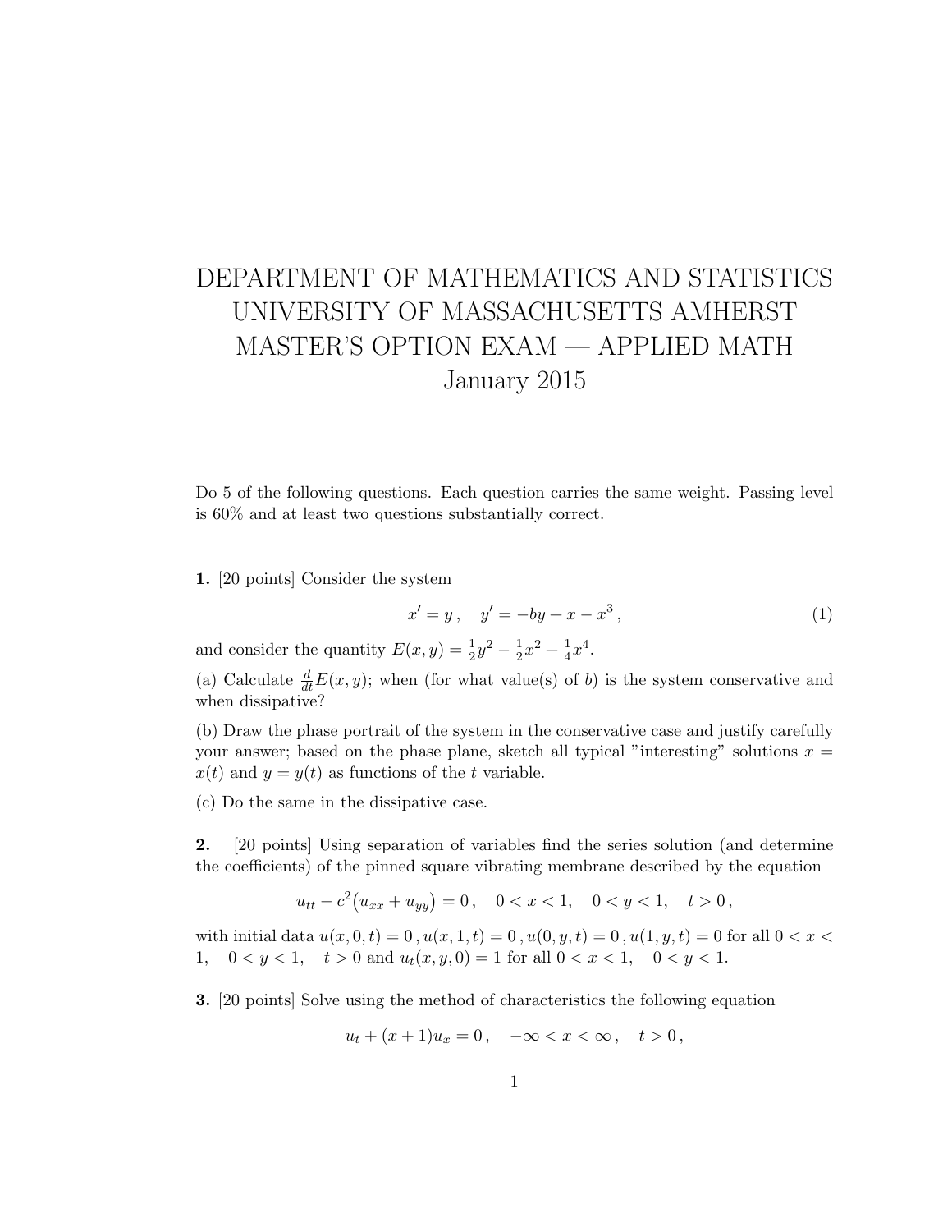# DEPARTMENT OF MATHEMATICS AND STATISTICS
# UNIVERSITY OF MASSACHUSETTS AMHERST
# MASTER'S OPTION EXAM — APPLIED MATH
# January 2015

Do 5 of the following questions. Each question carries the same weight. Passing level is 60% and at least two questions substantially correct.

**1.** [20 points] Consider the system

$$x' = y\,, \quad y' = -by + x - x^3\,, \tag{1}$$

and consider the quantity $E(x, y) = \frac{1}{2}y^2 - \frac{1}{2}x^2 + \frac{1}{4}x^4$.

(a) Calculate $\frac{d}{dt}E(x, y)$; when (for what value(s) of $b$) is the system conservative and when dissipative?

(b) Draw the phase portrait of the system in the conservative case and justify carefully your answer; based on the phase plane, sketch all typical "interesting" solutions $x = x(t)$ and $y = y(t)$ as functions of the $t$ variable.

(c) Do the same in the dissipative case.

**2.** [20 points] Using separation of variables find the series solution (and determine the coefficients) of the pinned square vibrating membrane described by the equation

$$u_{tt} - c^2\big(u_{xx} + u_{yy}\big) = 0\,, \quad 0 < x < 1, \quad 0 < y < 1, \quad t > 0\,,$$

with initial data $u(x, 0, t) = 0\,, u(x, 1, t) = 0\,, u(0, y, t) = 0\,, u(1, y, t) = 0$ for all $0 < x < 1, \quad 0 < y < 1, \quad t > 0$ and $u_t(x, y, 0) = 1$ for all $0 < x < 1, \quad 0 < y < 1$.

**3.** [20 points] Solve using the method of characteristics the following equation

$$u_t + (x + 1)u_x = 0\,, \quad -\infty < x < \infty\,, \quad t > 0\,,$$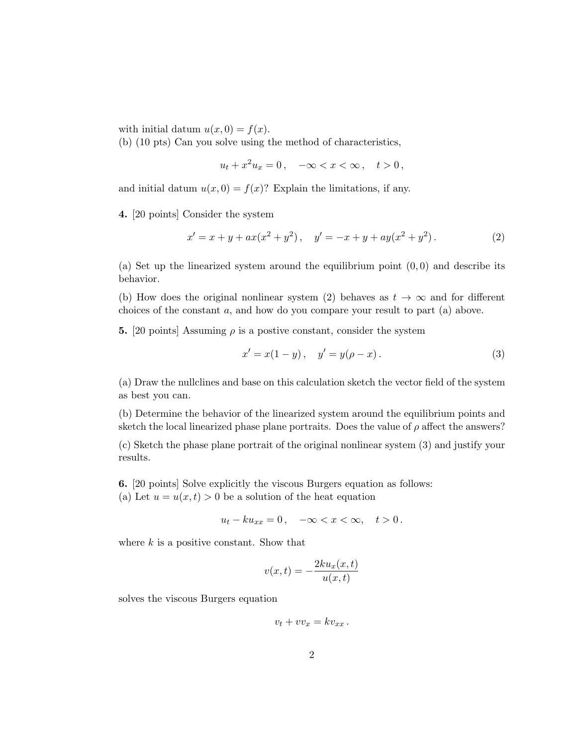with initial datum $u(x, 0) = f(x)$.

(b) (10 pts) Can you solve using the method of characteristics,

$$u_t + x^2 u_x = 0\,, \quad -\infty < x < \infty\,, \quad t > 0\,,$$

and initial datum $u(x, 0) = f(x)$? Explain the limitations, if any.

**4.** [20 points] Consider the system

$$x' = x + y + ax(x^2 + y^2)\,, \quad y' = -x + y + ay(x^2 + y^2)\,. \tag{2}$$

(a) Set up the linearized system around the equilibrium point $(0, 0)$ and describe its behavior.

(b) How does the original nonlinear system (2) behaves as $t \to \infty$ and for different choices of the constant $a$, and how do you compare your result to part (a) above.

**5.** [20 points] Assuming $\rho$ is a postive constant, consider the system

$$x' = x(1 - y)\,, \quad y' = y(\rho - x)\,. \tag{3}$$

(a) Draw the nullclines and base on this calculation sketch the vector field of the system as best you can.

(b) Determine the behavior of the linearized system around the equilibrium points and sketch the local linearized phase plane portraits. Does the value of $\rho$ affect the answers?

(c) Sketch the phase plane portrait of the original nonlinear system (3) and justify your results.

**6.** [20 points] Solve explicitly the viscous Burgers equation as follows:

(a) Let $u = u(x, t) > 0$ be a solution of the heat equation

$$u_t - k u_{xx} = 0\,, \quad -\infty < x < \infty, \quad t > 0\,.$$

where $k$ is a positive constant. Show that

$$v(x, t) = -\frac{2k u_x(x, t)}{u(x, t)}$$

solves the viscous Burgers equation

$$v_t + v v_x = k v_{xx}\,.$$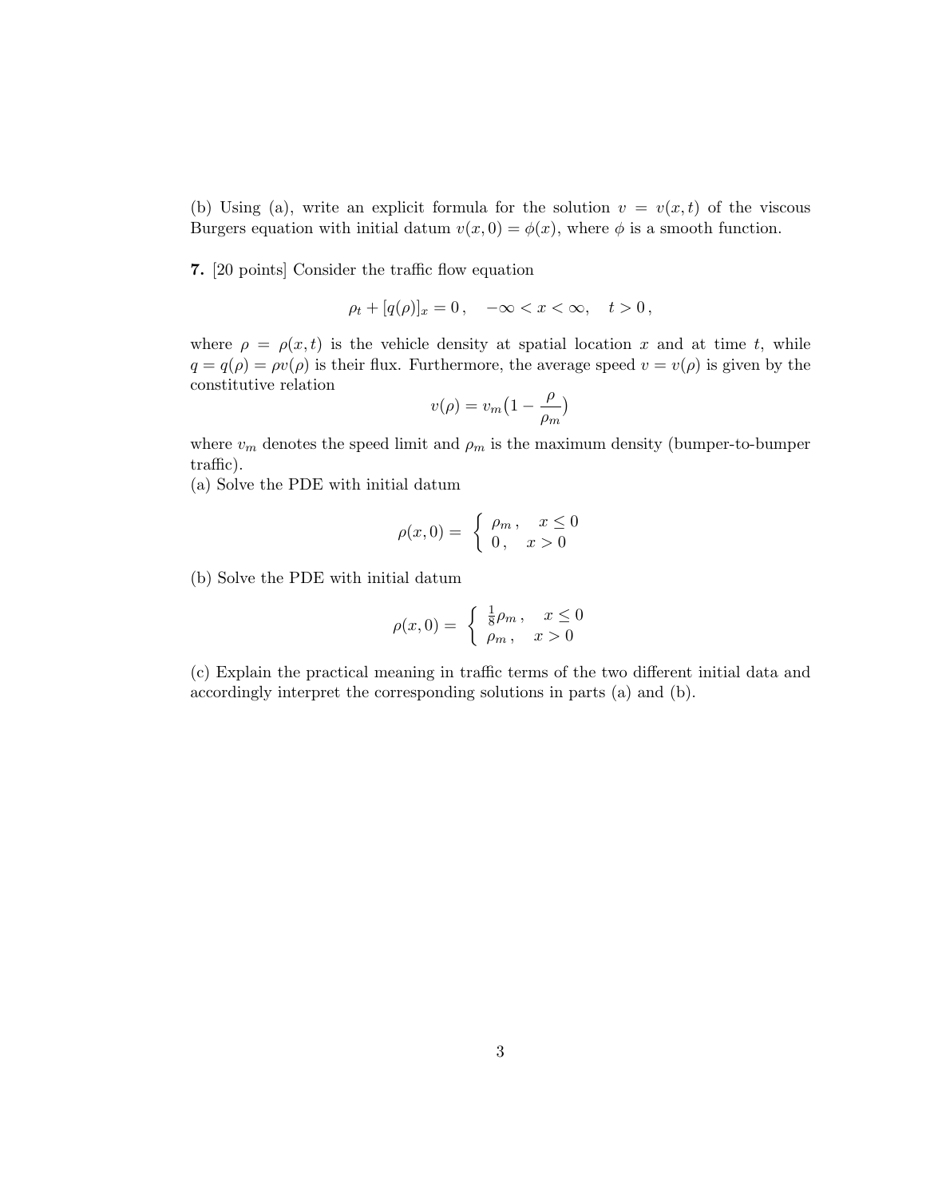(b) Using (a), write an explicit formula for the solution $v = v(x,t)$ of the viscous Burgers equation with initial datum $v(x,0) = \phi(x)$, where $\phi$ is a smooth function.

**7.** [20 points] Consider the traffic flow equation

$$\rho_t + [q(\rho)]_x = 0\,, \quad -\infty < x < \infty, \quad t > 0\,,$$

where $\rho = \rho(x,t)$ is the vehicle density at spatial location $x$ and at time $t$, while $q = q(\rho) = \rho v(\rho)$ is their flux. Furthermore, the average speed $v = v(\rho)$ is given by the constitutive relation

$$v(\rho) = v_m\big(1 - \frac{\rho}{\rho_m}\big)$$

where $v_m$ denotes the speed limit and $\rho_m$ is the maximum density (bumper-to-bumper traffic).

(a) Solve the PDE with initial datum

$$\rho(x,0) = \begin{cases} \rho_m\,, & x \le 0 \\ 0\,, & x > 0 \end{cases}$$

(b) Solve the PDE with initial datum

$$\rho(x,0) = \begin{cases} \frac{1}{8}\rho_m\,, & x \le 0 \\ \rho_m\,, & x > 0 \end{cases}$$

(c) Explain the practical meaning in traffic terms of the two different initial data and accordingly interpret the corresponding solutions in parts (a) and (b).